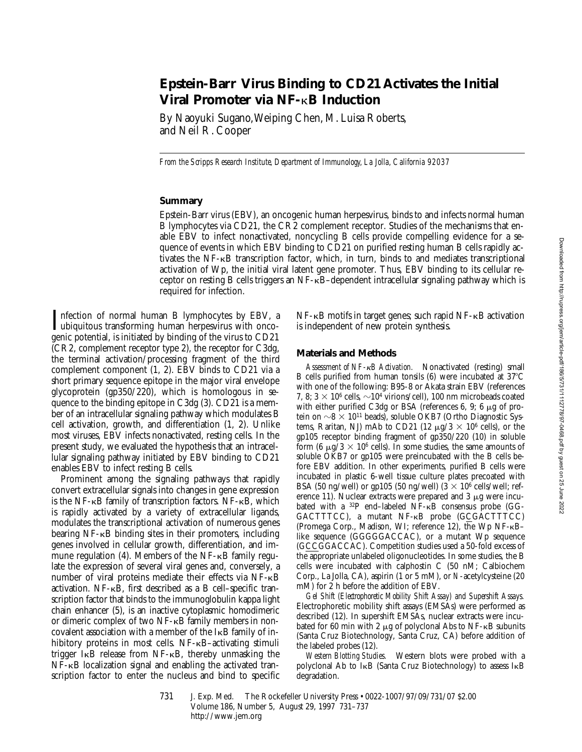# Epstein-Barr Virus Binding to CD21 Activates the Initial Viral Promoter via NF-κB Induction

By Naoyuki Sugano, Weiping Chen, M. Luisa Roberts, and Neil R. Cooper

*From the Scripps Research Institute, Department of Immunology, La Jolla, California 92037*

## Summary

Epstein-Barr virus (EBV), an oncogenic human herpesvirus, binds to and infects normal human B lymphocytes via CD21, the CR2 complement receptor. Studies of the mechanisms that enable EBV to infect nonactivated, noncycling B cells provide compelling evidence for a sequence of events in which EBV binding to CD21 on purified resting human B cells rapidly activates the NF-κB transcription factor, which, in turn, binds to and mediates transcriptional activation of Wp, the initial viral latent gene promoter. Thus, EBV binding to its cellular receptor on resting B cells triggers an NF-κB–dependent intracellular signaling pathway which is required for infection.

Infection of normal human B lymphocytes by EBV, a ubiquitous transforming human herpesvirus with oncogenic potential, is initiated by binding of the virus to CD21 (CR2, complement receptor type 2), the receptor for C3dg, the terminal activation/processing fragment of the third complement component (1, 2). EBV binds to CD21 via a short primary sequence epitope in the major viral envelope glycoprotein (gp350/220), which is homologous in sequence to the binding epitope in C3dg (3). CD21 is a member of an intracellular signaling pathway which modulates B cell activation, growth, and differentiation (1, 2). Unlike most viruses, EBV infects nonactivated, resting cells. In the present study, we evaluated the hypothesis that an intracellular signaling pathway initiated by EBV binding to CD21 enables EBV to infect resting B cells.

Prominent among the signaling pathways that rapidly convert extracellular signals into changes in gene expression is the NF-κB family of transcription factors. NF-κB, which is rapidly activated by a variety of extracellular ligands, modulates the transcriptional activation of numerous genes bearing NF-κB binding sites in their promoters, including genes involved in cellular growth, differentiation, and immune regulation (4). Members of the NF-κB family regulate the expression of several viral genes and, conversely, a number of viral proteins mediate their effects via NF-κB activation. NF-κB, first described as a B cell–specific transcription factor that binds to the immunoglobulin kappa light chain enhancer (5), is an inactive cytoplasmic homodimeric or dimeric complex of two NF-κB family members in noncovalent association with a member of the IκB family of inhibitory proteins in most cells. NF-κB–activating stimuli trigger IκB release from NF-κB, thereby unmasking the NF-κB localization signal and enabling the activated transcription factor to enter the nucleus and bind to specific NF-κB motifs in target genes; such rapid NF-κB activation is independent of new protein synthesis.

## Materials and Methods

*Assessment of NF-κB Activation.* Nonactivated (resting) small B cells purified from human tonsils (6) were incubated at 37°C with one of the following: B95-8 or Akata strain EBV (references 7, 8; $3 \times 10^6$ cells, ~$10^4$ virions/cell), 100 nm microbeads coated with either purified C3dg or BSA (references 6, 9; 6 μg of protein on ~$8 \times 10^{11}$ beads), soluble OKB7 (Ortho Diagnostic Systems, Raritan, NJ) mAb to CD21 (12 μg/$3 \times 10^6$ cells), or the gp105 receptor binding fragment of gp350/220 (10) in soluble form (6 μg/$3 \times 10^6$ cells). In some studies, the same amounts of soluble OKB7 or gp105 were preincubated with the B cells before EBV addition. In other experiments, purified B cells were incubated in plastic 6-well tissue culture plates precoated with BSA (50 ng/well) or gp105 (50 ng/well) ($3 \times 10^6$ cells/well; reference 11). Nuclear extracts were prepared and 3 μg were incubated with a $^{32}$P end–labeled NF-κB consensus probe (GGGACTTTCC), a mutant NF-κB probe (GCGACTTTCC) (Promega Corp., Madison, WI; reference 12), the Wp NF-κB–like sequence (GGGGGACCAC), or a mutant Wp sequence (GCCGGACCAC). Competition studies used a 50-fold excess of the appropriate unlabeled oligonucleotides. In some studies, the B cells were incubated with calphostin C (50 nM; Calbiochem Corp., La Jolla, CA), aspirin (1 or 5 mM), or N-acetylcysteine (20 mM) for 2 h before the addition of EBV.

*Gel Shift (Electrophoretic Mobility Shift Assay) and Supershift Assays.* Electrophoretic mobility shift assays (EMSAs) were performed as described (12). In supershift EMSAs, nuclear extracts were incubated for 60 min with 2 μg of polyclonal Abs to NF-κB subunits (Santa Cruz Biotechnology, Santa Cruz, CA) before addition of the labeled probes (12).

*Western Blotting Studies.* Western blots were probed with a polyclonal Ab to IκB (Santa Cruz Biotechnology) to assess IκB degradation.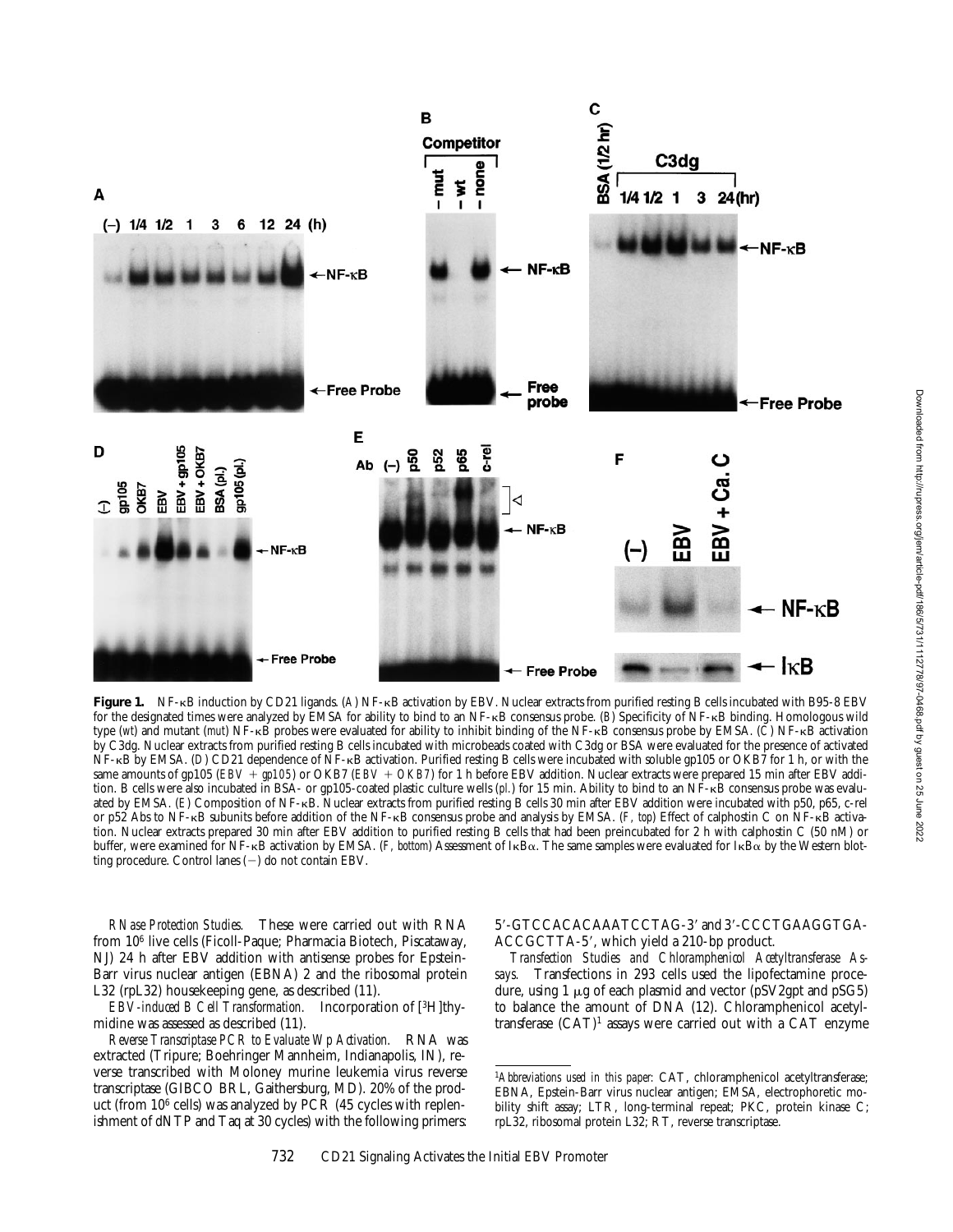**Figure 1.** NF-κB induction by CD21 ligands. (*A*) NF-κB activation by EBV. Nuclear extracts from purified resting B cells incubated with B95-8 EBV for the designated times were analyzed by EMSA for ability to bind to an NF-κB consensus probe. (*B*) Specificity of NF-κB binding. Homologous wild type (*wt*) and mutant (*mut*) NF-κB probes were evaluated for ability to inhibit binding of the NF-κB consensus probe by EMSA. (*C*) NF-κB activation by C3dg. Nuclear extracts from purified resting B cells incubated with microbeads coated with C3dg or BSA were evaluated for the presence of activated NF-κB by EMSA. (*D*) CD21 dependence of NF-κB activation. Purified resting B cells were incubated with soluble gp105 or OKB7 for 1 h, or with the same amounts of gp105 (*EBV + gp105*) or OKB7 (*EBV + OKB7*) for 1 h before EBV addition. Nuclear extracts were prepared 15 min after EBV addition. B cells were also incubated in BSA- or gp105-coated plastic culture wells (*pl.*) for 15 min. Ability to bind to an NF-κB consensus probe was evaluated by EMSA. (*E*) Composition of NF-κB. Nuclear extracts from purified resting B cells 30 min after EBV addition were incubated with p50, p65, c-rel or p52 Abs to NF-κB subunits before addition of the NF-κB consensus probe and analysis by EMSA. (*F, top*) Effect of calphostin C on NF-κB activation. Nuclear extracts prepared 30 min after EBV addition to purified resting B cells that had been preincubated for 2 h with calphostin C (50 nM) or buffer, were examined for NF-κB activation by EMSA. (*F, bottom*) Assessment of IκBα. The same samples were evaluated for IκBα by the Western blotting procedure. Control lanes (−) do not contain EBV.

*RNase Protection Studies.* These were carried out with RNA from $10^6$ live cells (Ficoll-Paque; Pharmacia Biotech, Piscataway, NJ) 24 h after EBV addition with antisense probes for Epstein-Barr virus nuclear antigen (EBNA) 2 and the ribosomal protein L32 (rpL32) housekeeping gene, as described (11).

*EBV-induced B Cell Transformation.* Incorporation of [$^3$H]thymidine was assessed as described (11).

*Reverse Transcriptase PCR to Evaluate Wp Activation.* RNA was extracted (Tripure; Boehringer Mannheim, Indianapolis, IN), reverse transcribed with Moloney murine leukemia virus reverse transcriptase (GIBCO BRL, Gaithersburg, MD). 20% of the product (from $10^6$ cells) was analyzed by PCR (45 cycles with replenishment of dNTP and Taq at 30 cycles) with the following primers: 5′-GTCCACACAAATCCTAG-3′ and 3′-CCCTGAAGGTGA-ACCGCTTA-5′, which yield a 210-bp product.

*Transfection Studies and Chloramphenicol Acetyltransferase Assays.* Transfections in 293 cells used the lipofectamine procedure, using 1 μg of each plasmid and vector (pSV2gpt and pSG5) to balance the amount of DNA (12). Chloramphenicol acetyltransferase (CAT)[1] assays were carried out with a CAT enzyme

---

[1] *Abbreviations used in this paper:* CAT, chloramphenicol acetyltransferase; EBNA, Epstein-Barr virus nuclear antigen; EMSA, electrophoretic mobility shift assay; LTR, long-terminal repeat; PKC, protein kinase C; rpL32, ribosomal protein L32; RT, reverse transcriptase.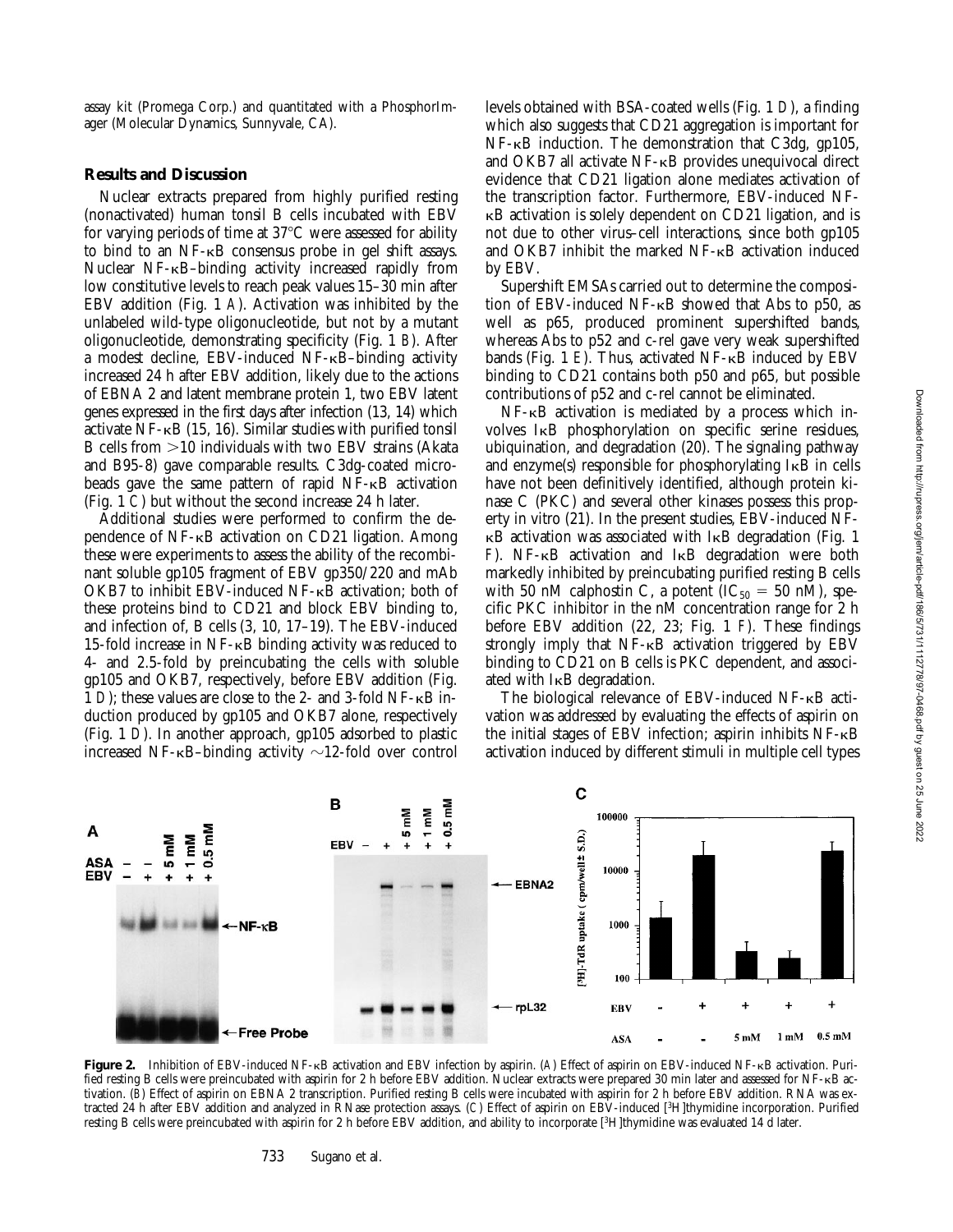assay kit (Promega Corp.) and quantitated with a PhosphorImager (Molecular Dynamics, Sunnyvale, CA).

## Results and Discussion

Nuclear extracts prepared from highly purified resting (nonactivated) human tonsil B cells incubated with EBV for varying periods of time at 37°C were assessed for ability to bind to an NF-κB consensus probe in gel shift assays. Nuclear NF-κB–binding activity increased rapidly from low constitutive levels to reach peak values 15–30 min after EBV addition (Fig. 1 *A*). Activation was inhibited by the unlabeled wild-type oligonucleotide, but not by a mutant oligonucleotide, demonstrating specificity (Fig. 1 *B*). After a modest decline, EBV-induced NF-κB–binding activity increased 24 h after EBV addition, likely due to the actions of EBNA 2 and latent membrane protein 1, two EBV latent genes expressed in the first days after infection (13, 14) which activate NF-κB (15, 16). Similar studies with purified tonsil B cells from >10 individuals with two EBV strains (Akata and B95-8) gave comparable results. C3dg-coated microbeads gave the same pattern of rapid NF-κB activation (Fig. 1 *C*) but without the second increase 24 h later.

Additional studies were performed to confirm the dependence of NF-κB activation on CD21 ligation. Among these were experiments to assess the ability of the recombinant soluble gp105 fragment of EBV gp350/220 and mAb OKB7 to inhibit EBV-induced NF-κB activation; both of these proteins bind to CD21 and block EBV binding to, and infection of, B cells (3, 10, 17–19). The EBV-induced 15-fold increase in NF-κB binding activity was reduced to 4- and 2.5-fold by preincubating the cells with soluble gp105 and OKB7, respectively, before EBV addition (Fig. 1 *D*); these values are close to the 2- and 3-fold NF-κB induction produced by gp105 and OKB7 alone, respectively (Fig. 1 *D*). In another approach, gp105 adsorbed to plastic increased NF-κB–binding activity ~12-fold over control levels obtained with BSA-coated wells (Fig. 1 *D*), a finding which also suggests that CD21 aggregation is important for NF-κB induction. The demonstration that C3dg, gp105, and OKB7 all activate NF-κB provides unequivocal direct evidence that CD21 ligation alone mediates activation of the transcription factor. Furthermore, EBV-induced NF-κB activation is solely dependent on CD21 ligation, and is not due to other virus–cell interactions, since both gp105 and OKB7 inhibit the marked NF-κB activation induced by EBV.

Supershift EMSAs carried out to determine the composition of EBV-induced NF-κB showed that Abs to p50, as well as p65, produced prominent supershifted bands, whereas Abs to p52 and c-rel gave very weak supershifted bands (Fig. 1 *E*). Thus, activated NF-κB induced by EBV binding to CD21 contains both p50 and p65, but possible contributions of p52 and c-rel cannot be eliminated.

NF-κB activation is mediated by a process which involves IκB phosphorylation on specific serine residues, ubiquination, and degradation (20). The signaling pathway and enzyme(s) responsible for phosphorylating IκB in cells have not been definitively identified, although protein kinase C (PKC) and several other kinases possess this property in vitro (21). In the present studies, EBV-induced NF-κB activation was associated with IκB degradation (Fig. 1 *F*). NF-κB activation and IκB degradation were both markedly inhibited by preincubating purified resting B cells with 50 nM calphostin C, a potent ($IC_{50}$ = 50 nM), specific PKC inhibitor in the nM concentration range for 2 h before EBV addition (22, 23; Fig. 1 *F*). These findings strongly imply that NF-κB activation triggered by EBV binding to CD21 on B cells is PKC dependent, and associated with IκB degradation.

The biological relevance of EBV-induced NF-κB activation was addressed by evaluating the effects of aspirin on the initial stages of EBV infection; aspirin inhibits NF-κB activation induced by different stimuli in multiple cell types

**Figure 2.** Inhibition of EBV-induced NF-κB activation and EBV infection by aspirin. (*A*) Effect of aspirin on EBV-induced NF-κB activation. Purified resting B cells were preincubated with aspirin for 2 h before EBV addition. Nuclear extracts were prepared 30 min later and assessed for NF-κB activation. (*B*) Effect of aspirin on EBNA 2 transcription. Purified resting B cells were incubated with aspirin for 2 h before EBV addition. RNA was extracted 24 h after EBV addition and analyzed in RNase protection assays. (*C*) Effect of aspirin on EBV-induced [$^{3}$H]thymidine incorporation. Purified resting B cells were preincubated with aspirin for 2 h before EBV addition, and ability to incorporate [$^{3}$H]thymidine was evaluated 14 d later.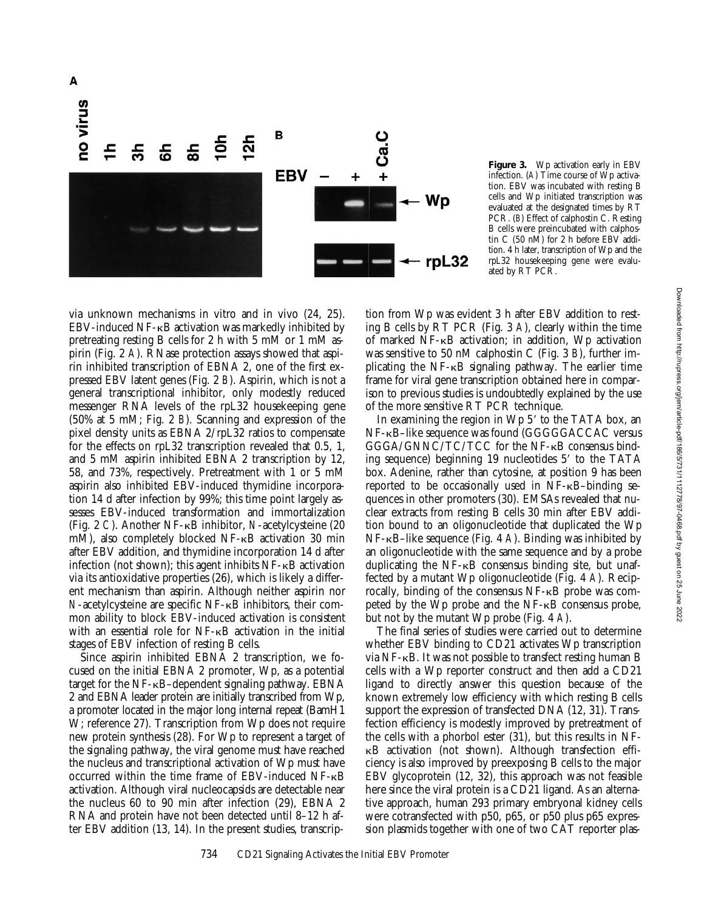**Figure 3.** Wp activation early in EBV infection. (*A*) Time course of Wp activation. EBV was incubated with resting B cells and Wp initiated transcription was evaluated at the designated times by RT PCR. (*B*) Effect of calphostin C. Resting B cells were preincubated with calphostin C (50 nM) for 2 h before EBV addition. 4 h later, transcription of Wp and the rpL32 housekeeping gene were evaluated by RT PCR.

via unknown mechanisms in vitro and in vivo (24, 25). EBV-induced NF-κB activation was markedly inhibited by pretreating resting B cells for 2 h with 5 mM or 1 mM aspirin (Fig. 2 *A*). RNase protection assays showed that aspirin inhibited transcription of EBNA 2, one of the first expressed EBV latent genes (Fig. 2 *B*). Aspirin, which is not a general transcriptional inhibitor, only modestly reduced messenger RNA levels of the rpL32 housekeeping gene (50% at 5 mM; Fig. 2 *B*). Scanning and expression of the pixel density units as EBNA 2/rpL32 ratios to compensate for the effects on rpL32 transcription revealed that 0.5, 1, and 5 mM aspirin inhibited EBNA 2 transcription by 12, 58, and 73%, respectively. Pretreatment with 1 or 5 mM aspirin also inhibited EBV-induced thymidine incorporation 14 d after infection by 99%; this time point largely assesses EBV-induced transformation and immortalization (Fig. 2 *C*). Another NF-κB inhibitor, *N*-acetylcysteine (20 mM), also completely blocked NF-κB activation 30 min after EBV addition, and thymidine incorporation 14 d after infection (not shown); this agent inhibits NF-κB activation via its antioxidative properties (26), which is likely a different mechanism than aspirin. Although neither aspirin nor *N*-acetylcysteine are specific NF-κB inhibitors, their common ability to block EBV-induced activation is consistent with an essential role for NF-κB activation in the initial stages of EBV infection of resting B cells.

Since aspirin inhibited EBNA 2 transcription, we focused on the initial EBNA 2 promoter, Wp, as a potential target for the NF-κB–dependent signaling pathway. EBNA 2 and EBNA leader protein are initially transcribed from Wp, a promoter located in the major long internal repeat (BamH1 W; reference 27). Transcription from Wp does not require new protein synthesis (28). For Wp to represent a target of the signaling pathway, the viral genome must have reached the nucleus and transcriptional activation of Wp must have occurred within the time frame of EBV-induced NF-κB activation. Although viral nucleocapsids are detectable near the nucleus 60 to 90 min after infection (29), EBNA 2 RNA and protein have not been detected until 8–12 h after EBV addition (13, 14). In the present studies, transcription from Wp was evident 3 h after EBV addition to resting B cells by RT PCR (Fig. 3 *A*), clearly within the time of marked NF-κB activation; in addition, Wp activation was sensitive to 50 nM calphostin C (Fig. 3 *B*), further implicating the NF-κB signaling pathway. The earlier time frame for viral gene transcription obtained here in comparison to previous studies is undoubtedly explained by the use of the more sensitive RT PCR technique.

In examining the region in Wp 5′ to the TATA box, an NF-κB–like sequence was found (GGGGGACCAC versus GGGA/GNNC/TC/TCC for the NF-κB consensus binding sequence) beginning 19 nucleotides 5′ to the TATA box. Adenine, rather than cytosine, at position 9 has been reported to be occasionally used in NF-κB–binding sequences in other promoters (30). EMSAs revealed that nuclear extracts from resting B cells 30 min after EBV addition bound to an oligonucleotide that duplicated the Wp NF-κB–like sequence (Fig. 4 *A*). Binding was inhibited by an oligonucleotide with the same sequence and by a probe duplicating the NF-κB consensus binding site, but unaffected by a mutant Wp oligonucleotide (Fig. 4 *A*). Reciprocally, binding of the consensus NF-κB probe was competed by the Wp probe and the NF-κB consensus probe, but not by the mutant Wp probe (Fig. 4 *A*).

The final series of studies were carried out to determine whether EBV binding to CD21 activates Wp transcription via NF-κB. It was not possible to transfect resting human B cells with a Wp reporter construct and then add a CD21 ligand to directly answer this question because of the known extremely low efficiency with which resting B cells support the expression of transfected DNA (12, 31). Transfection efficiency is modestly improved by pretreatment of the cells with a phorbol ester (31), but this results in NF-κB activation (not shown). Although transfection efficiency is also improved by preexposing B cells to the major EBV glycoprotein (12, 32), this approach was not feasible here since the viral protein is a CD21 ligand. As an alternative approach, human 293 primary embryonal kidney cells were cotransfected with p50, p65, or p50 plus p65 expression plasmids together with one of two CAT reporter plas-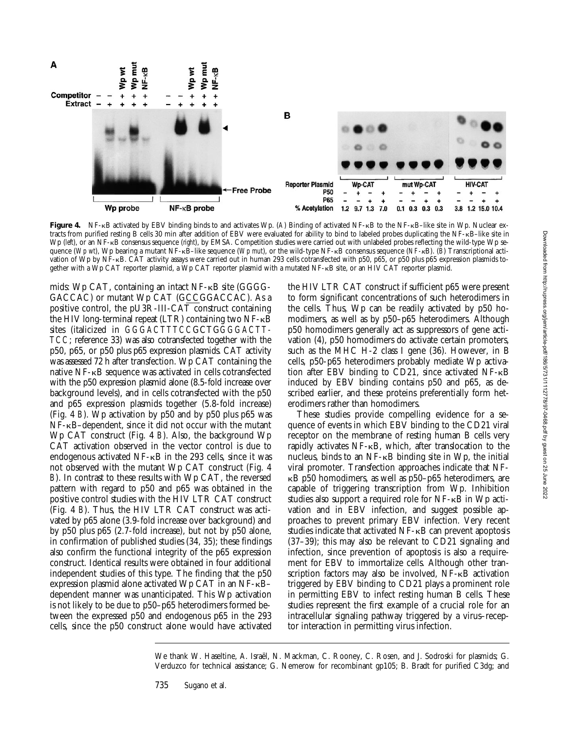**Figure 4.** NF-κB activated by EBV binding binds to and activates Wp. (*A*) Binding of activated NF-κB to the NF-κB–like site in Wp. Nuclear extracts from purified resting B cells 30 min after addition of EBV were evaluated for ability to bind to labeled probes duplicating the NF-κB–like site in Wp (*left*), or an NF-κB consensus sequence (*right*), by EMSA. Competition studies were carried out with unlabeled probes reflecting the wild-type Wp sequence (*Wp wt*), Wp bearing a mutant NF-κB–like sequence (*Wp mut*), or the wild-type NF-κB consensus sequence (*NF-κB*). (*B*) Transcriptional activation of Wp by NF-κB. CAT activity assays were carried out in human 293 cells cotransfected with p50, p65, or p50 plus p65 expression plasmids together with a Wp CAT reporter plasmid, a Wp CAT reporter plasmid with a mutated NF-κB site, or an HIV CAT reporter plasmid.

mids: Wp CAT, containing an intact NF-κB site (GGGGGACCAC) or mutant Wp CAT (GCCGGACCAC). As a positive control, the pU3R-III-CAT construct containing the HIV long-terminal repeat (LTR) containing two NF-κB sites (italicized in *GGGACTTTCC*GCTG*GGGACTTTCC*; reference 33) was also cotransfected together with the p50, p65, or p50 plus p65 expression plasmids. CAT activity was assessed 72 h after transfection. Wp CAT containing the native NF-κB sequence was activated in cells cotransfected with the p50 expression plasmid alone (8.5-fold increase over background levels), and in cells cotransfected with the p50 and p65 expression plasmids together (5.8-fold increase) (Fig. 4 *B*). Wp activation by p50 and by p50 plus p65 was NF-κB–dependent, since it did not occur with the mutant Wp CAT construct (Fig. 4 *B*). Also, the background Wp CAT activation observed in the vector control is due to endogenous activated NF-κB in the 293 cells, since it was not observed with the mutant Wp CAT construct (Fig. 4 *B*). In contrast to these results with Wp CAT, the reversed pattern with regard to p50 and p65 was obtained in the positive control studies with the HIV LTR CAT construct (Fig. 4 *B*). Thus, the HIV LTR CAT construct was activated by p65 alone (3.9-fold increase over background) and by p50 plus p65 (2.7-fold increase), but not by p50 alone, in confirmation of published studies (34, 35); these findings also confirm the functional integrity of the p65 expression construct. Identical results were obtained in four additional independent studies of this type. The finding that the p50 expression plasmid alone activated Wp CAT in an NF-κB–dependent manner was unanticipated. This Wp activation is not likely to be due to p50–p65 heterodimers formed between the expressed p50 and endogenous p65 in the 293 cells, since the p50 construct alone would have activated the HIV LTR CAT construct if sufficient p65 were present to form significant concentrations of such heterodimers in the cells. Thus, Wp can be readily activated by p50 homodimers, as well as by p50–p65 heterodimers. Although p50 homodimers generally act as suppressors of gene activation (4), p50 homodimers do activate certain promoters, such as the MHC H-2 class I gene (36). However, in B cells, p50-p65 heterodimers probably mediate Wp activation after EBV binding to CD21, since activated NF-κB induced by EBV binding contains p50 and p65, as described earlier, and these proteins preferentially form heterodimers rather than homodimers.

These studies provide compelling evidence for a sequence of events in which EBV binding to the CD21 viral receptor on the membrane of resting human B cells very rapidly activates NF-κB, which, after translocation to the nucleus, binds to an NF-κB binding site in Wp, the initial viral promoter. Transfection approaches indicate that NF-κB p50 homodimers, as well as p50–p65 heterodimers, are capable of triggering transcription from Wp. Inhibition studies also support a required role for NF-κB in Wp activation and in EBV infection, and suggest possible approaches to prevent primary EBV infection. Very recent studies indicate that activated NF-κB can prevent apoptosis (37–39); this may also be relevant to CD21 signaling and infection, since prevention of apoptosis is also a requirement for EBV to immortalize cells. Although other transcription factors may also be involved, NF-κB activation triggered by EBV binding to CD21 plays a prominent role in permitting EBV to infect resting human B cells. These studies represent the first example of a crucial role for an intracellular signaling pathway triggered by a virus–receptor interaction in permitting virus infection.

We thank W. Haseltine, A. Israël, N. Mackman, C. Rooney, C. Rosen, and J. Sodroski for plasmids; G. Verduzco for technical assistance; G. Nemerow for recombinant gp105; B. Bradt for purified C3dg; and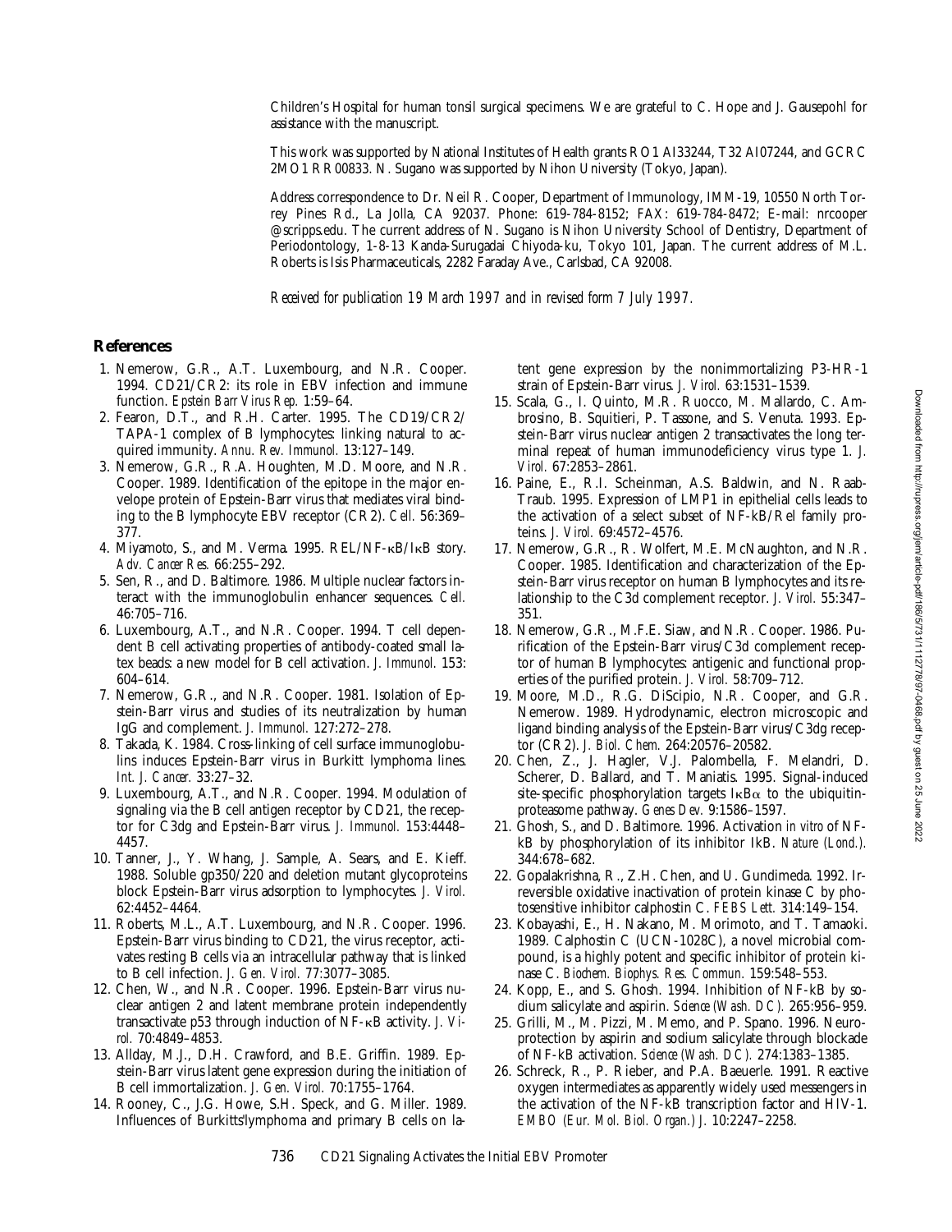Children's Hospital for human tonsil surgical specimens. We are grateful to C. Hope and J. Gausepohl for assistance with the manuscript.

This work was supported by National Institutes of Health grants RO1 AI33244, T32 AI07244, and GCRC 2MO1 RR00833. N. Sugano was supported by Nihon University (Tokyo, Japan).

Address correspondence to Dr. Neil R. Cooper, Department of Immunology, IMM-19, 10550 North Torrey Pines Rd., La Jolla, CA 92037. Phone: 619-784-8152; FAX: 619-784-8472; E-mail: nrcooper@scripps.edu. The current address of N. Sugano is Nihon University School of Dentistry, Department of Periodontology, 1-8-13 Kanda-Surugadai Chiyoda-ku, Tokyo 101, Japan. The current address of M.L. Roberts is Isis Pharmaceuticals, 2282 Faraday Ave., Carlsbad, CA 92008.

*Received for publication 19 March 1997 and in revised form 7 July 1997.*

## References

1. Nemerow, G.R., A.T. Luxembourg, and N.R. Cooper. 1994. CD21/CR2: its role in EBV infection and immune function. *Epstein Barr Virus Rep.* 1:59–64.
2. Fearon, D.T., and R.H. Carter. 1995. The CD19/CR2/TAPA-1 complex of B lymphocytes: linking natural to acquired immunity. *Annu. Rev. Immunol.* 13:127–149.
3. Nemerow, G.R., R.A. Houghten, M.D. Moore, and N.R. Cooper. 1989. Identification of the epitope in the major envelope protein of Epstein-Barr virus that mediates viral binding to the B lymphocyte EBV receptor (CR2). *Cell.* 56:369–377.
4. Miyamoto, S., and M. Verma. 1995. REL/NF-κB/IκB story. *Adv. Cancer Res.* 66:255–292.
5. Sen, R., and D. Baltimore. 1986. Multiple nuclear factors interact with the immunoglobulin enhancer sequences. *Cell.* 46:705–716.
6. Luxembourg, A.T., and N.R. Cooper. 1994. T cell dependent B cell activating properties of antibody-coated small latex beads: a new model for B cell activation. *J. Immunol.* 153:604–614.
7. Nemerow, G.R., and N.R. Cooper. 1981. Isolation of Epstein-Barr virus and studies of its neutralization by human IgG and complement. *J. Immunol.* 127:272–278.
8. Takada, K. 1984. Cross-linking of cell surface immunoglobulins induces Epstein-Barr virus in Burkitt lymphoma lines. *Int. J. Cancer.* 33:27–32.
9. Luxembourg, A.T., and N.R. Cooper. 1994. Modulation of signaling via the B cell antigen receptor by CD21, the receptor for C3dg and Epstein-Barr virus. *J. Immunol.* 153:4448–4457.
10. Tanner, J., Y. Whang, J. Sample, A. Sears, and E. Kieff. 1988. Soluble gp350/220 and deletion mutant glycoproteins block Epstein-Barr virus adsorption to lymphocytes. *J. Virol.* 62:4452–4464.
11. Roberts, M.L., A.T. Luxembourg, and N.R. Cooper. 1996. Epstein-Barr virus binding to CD21, the virus receptor, activates resting B cells via an intracellular pathway that is linked to B cell infection. *J. Gen. Virol.* 77:3077–3085.
12. Chen, W., and N.R. Cooper. 1996. Epstein-Barr virus nuclear antigen 2 and latent membrane protein independently transactivate p53 through induction of NF-κB activity. *J. Virol.* 70:4849–4853.
13. Allday, M.J., D.H. Crawford, and B.E. Griffin. 1989. Epstein-Barr virus latent gene expression during the initiation of B cell immortalization. *J. Gen. Virol.* 70:1755–1764.
14. Rooney, C., J.G. Howe, S.H. Speck, and G. Miller. 1989. Influences of Burkitts'lymphoma and primary B cells on latent gene expression by the nonimmortalizing P3-HR-1 strain of Epstein-Barr virus. *J. Virol.* 63:1531–1539.
15. Scala, G., I. Quinto, M.R. Ruocco, M. Mallardo, C. Ambrosino, B. Squitieri, P. Tassone, and S. Venuta. 1993. Epstein-Barr virus nuclear antigen 2 transactivates the long terminal repeat of human immunodeficiency virus type 1. *J. Virol.* 67:2853–2861.
16. Paine, E., R.I. Scheinman, A.S. Baldwin, and N. Raab-Traub. 1995. Expression of LMP1 in epithelial cells leads to the activation of a select subset of NF-kB/Rel family proteins. *J. Virol.* 69:4572–4576.
17. Nemerow, G.R., R. Wolfert, M.E. McNaughton, and N.R. Cooper. 1985. Identification and characterization of the Epstein-Barr virus receptor on human B lymphocytes and its relationship to the C3d complement receptor. *J. Virol.* 55:347–351.
18. Nemerow, G.R., M.F.E. Siaw, and N.R. Cooper. 1986. Purification of the Epstein-Barr virus/C3d complement receptor of human B lymphocytes: antigenic and functional properties of the purified protein. *J. Virol.* 58:709–712.
19. Moore, M.D., R.G. DiScipio, N.R. Cooper, and G.R. Nemerow. 1989. Hydrodynamic, electron microscopic and ligand binding analysis of the Epstein-Barr virus/C3dg receptor (CR2). *J. Biol. Chem.* 264:20576–20582.
20. Chen, Z., J. Hagler, V.J. Palombella, F. Melandri, D. Scherer, D. Ballard, and T. Maniatis. 1995. Signal-induced site-specific phosphorylation targets IκBα to the ubiquitin-proteasome pathway. *Genes Dev.* 9:1586–1597.
21. Ghosh, S., and D. Baltimore. 1996. Activation *in vitro* of NF-kB by phosphorylation of its inhibitor IkB. *Nature (Lond.).* 344:678–682.
22. Gopalakrishna, R., Z.H. Chen, and U. Gundimeda. 1992. Irreversible oxidative inactivation of protein kinase C by photosensitive inhibitor calphostin C. *FEBS Lett.* 314:149–154.
23. Kobayashi, E., H. Nakano, M. Morimoto, and T. Tamaoki. 1989. Calphostin C (UCN-1028C), a novel microbial compound, is a highly potent and specific inhibitor of protein kinase C. *Biochem. Biophys. Res. Commun.* 159:548–553.
24. Kopp, E., and S. Ghosh. 1994. Inhibition of NF-kB by sodium salicylate and aspirin. *Science (Wash. DC).* 265:956–959.
25. Grilli, M., M. Pizzi, M. Memo, and P. Spano. 1996. Neuroprotection by aspirin and sodium salicylate through blockade of NF-kB activation. *Science (Wash. DC).* 274:1383–1385.
26. Schreck, R., P. Rieber, and P.A. Baeuerle. 1991. Reactive oxygen intermediates as apparently widely used messengers in the activation of the NF-kB transcription factor and HIV-1. *EMBO (Eur. Mol. Biol. Organ.) J.* 10:2247–2258.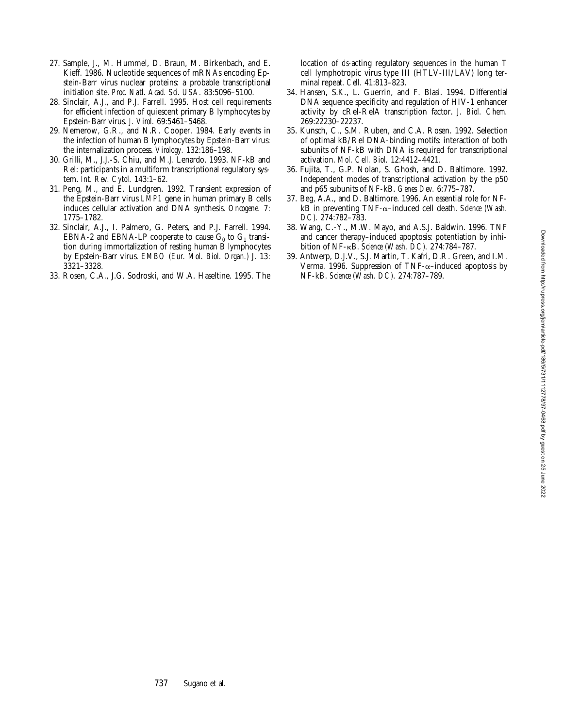27. Sample, J., M. Hummel, D. Braun, M. Birkenbach, and E. Kieff. 1986. Nucleotide sequences of mRNAs encoding Epstein-Barr virus nuclear proteins: a probable transcriptional initiation site. *Proc. Natl. Acad. Sci. USA.* 83:5096–5100.
28. Sinclair, A.J., and P.J. Farrell. 1995. Host cell requirements for efficient infection of quiescent primary B lymphocytes by Epstein-Barr virus. *J. Virol.* 69:5461–5468.
29. Nemerow, G.R., and N.R. Cooper. 1984. Early events in the infection of human B lymphocytes by Epstein-Barr virus: the internalization process. *Virology.* 132:186–198.
30. Grilli, M., J.J.-S. Chiu, and M.J. Lenardo. 1993. NF-kB and Rel: participants in a multiform transcriptional regulatory system. *Int. Rev. Cytol.* 143:1–62.
31. Peng, M., and E. Lundgren. 1992. Transient expression of the Epstein-Barr virus *LMP1* gene in human primary B cells induces cellular activation and DNA synthesis. *Oncogene.* 7: 1775–1782.
32. Sinclair, A.J., I. Palmero, G. Peters, and P.J. Farrell. 1994. EBNA-2 and EBNA-LP cooperate to cause $G_0$ to $G_1$ transition during immortalization of resting human B lymphocytes by Epstein-Barr virus. *EMBO (Eur. Mol. Biol. Organ.) J.* 13: 3321–3328.
33. Rosen, C.A., J.G. Sodroski, and W.A. Haseltine. 1995. The location of *cis*-acting regulatory sequences in the human T cell lymphotropic virus type III (HTLV-III/LAV) long terminal repeat. *Cell.* 41:813–823.
34. Hansen, S.K., L. Guerrin, and F. Blasi. 1994. Differential DNA sequence specificity and regulation of HIV-1 enhancer activity by cRel-RelA transcription factor. *J. Biol. Chem.* 269:22230–22237.
35. Kunsch, C., S.M. Ruben, and C.A. Rosen. 1992. Selection of optimal kB/Rel DNA-binding motifs: interaction of both subunits of NF-kB with DNA is required for transcriptional activation. *Mol. Cell. Biol.* 12:4412–4421.
36. Fujita, T., G.P. Nolan, S. Ghosh, and D. Baltimore. 1992. Independent modes of transcriptional activation by the p50 and p65 subunits of NF-kB. *Genes Dev.* 6:775–787.
37. Beg, A.A., and D. Baltimore. 1996. An essential role for NF-kB in preventing TNF-α–induced cell death. *Science (Wash. DC).* 274:782–783.
38. Wang, C.-Y., M.W. Mayo, and A.S.J. Baldwin. 1996. TNF and cancer therapy–induced apoptosis: potentiation by inhibition of NF-κB. *Science (Wash. DC).* 274:784–787.
39. Antwerp, D.J.V., S.J. Martin, T. Kafri, D.R. Green, and I.M. Verma. 1996. Suppression of TNF-α–induced apoptosis by NF-kB. *Science (Wash. DC).* 274:787–789.